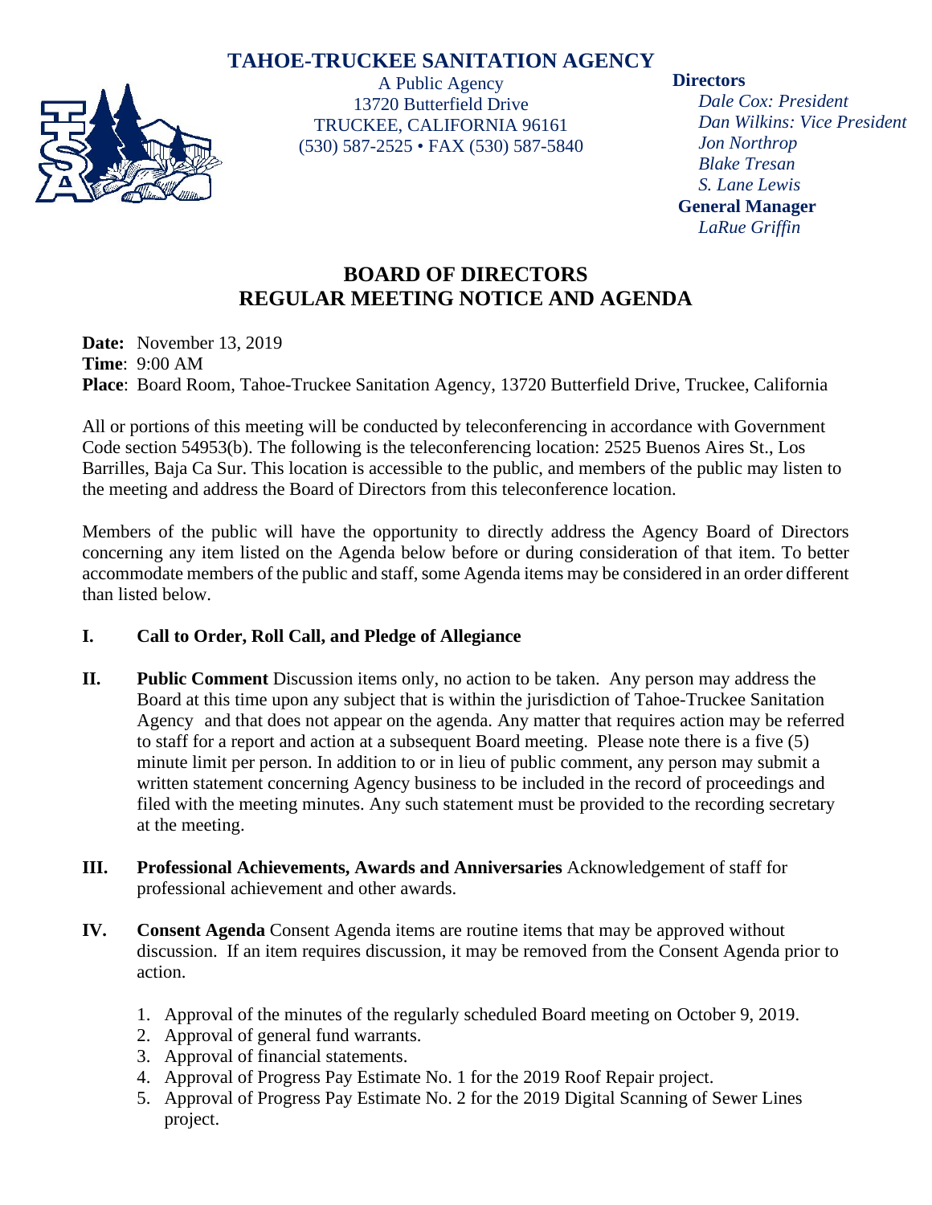# TAHOE-TRUCKEE SANITATION AGENCY

A Public Agency
13720 Butterfield Drive
TRUCKEE, CALIFORNIA 96161
(530) 587-2525 • FAX (530) 587-5840

**Directors**
*Dale Cox: President*
*Dan Wilkins: Vice President*
*Jon Northrop*
*Blake Tresan*
*S. Lane Lewis*

**General Manager**
*LaRue Griffin*

## BOARD OF DIRECTORS
## REGULAR MEETING NOTICE AND AGENDA

**Date:** November 13, 2019
**Time**: 9:00 AM
**Place**: Board Room, Tahoe-Truckee Sanitation Agency, 13720 Butterfield Drive, Truckee, California

All or portions of this meeting will be conducted by teleconferencing in accordance with Government Code section 54953(b). The following is the teleconferencing location: 2525 Buenos Aires St., Los Barrilles, Baja Ca Sur. This location is accessible to the public, and members of the public may listen to the meeting and address the Board of Directors from this teleconference location.

Members of the public will have the opportunity to directly address the Agency Board of Directors concerning any item listed on the Agenda below before or during consideration of that item. To better accommodate members of the public and staff, some Agenda items may be considered in an order different than listed below.

**I. Call to Order, Roll Call, and Pledge of Allegiance**

**II. Public Comment** Discussion items only, no action to be taken. Any person may address the Board at this time upon any subject that is within the jurisdiction of Tahoe-Truckee Sanitation Agency and that does not appear on the agenda. Any matter that requires action may be referred to staff for a report and action at a subsequent Board meeting. Please note there is a five (5) minute limit per person. In addition to or in lieu of public comment, any person may submit a written statement concerning Agency business to be included in the record of proceedings and filed with the meeting minutes. Any such statement must be provided to the recording secretary at the meeting.

**III. Professional Achievements, Awards and Anniversaries** Acknowledgement of staff for professional achievement and other awards.

**IV. Consent Agenda** Consent Agenda items are routine items that may be approved without discussion. If an item requires discussion, it may be removed from the Consent Agenda prior to action.

1. Approval of the minutes of the regularly scheduled Board meeting on October 9, 2019.
2. Approval of general fund warrants.
3. Approval of financial statements.
4. Approval of Progress Pay Estimate No. 1 for the 2019 Roof Repair project.
5. Approval of Progress Pay Estimate No. 2 for the 2019 Digital Scanning of Sewer Lines project.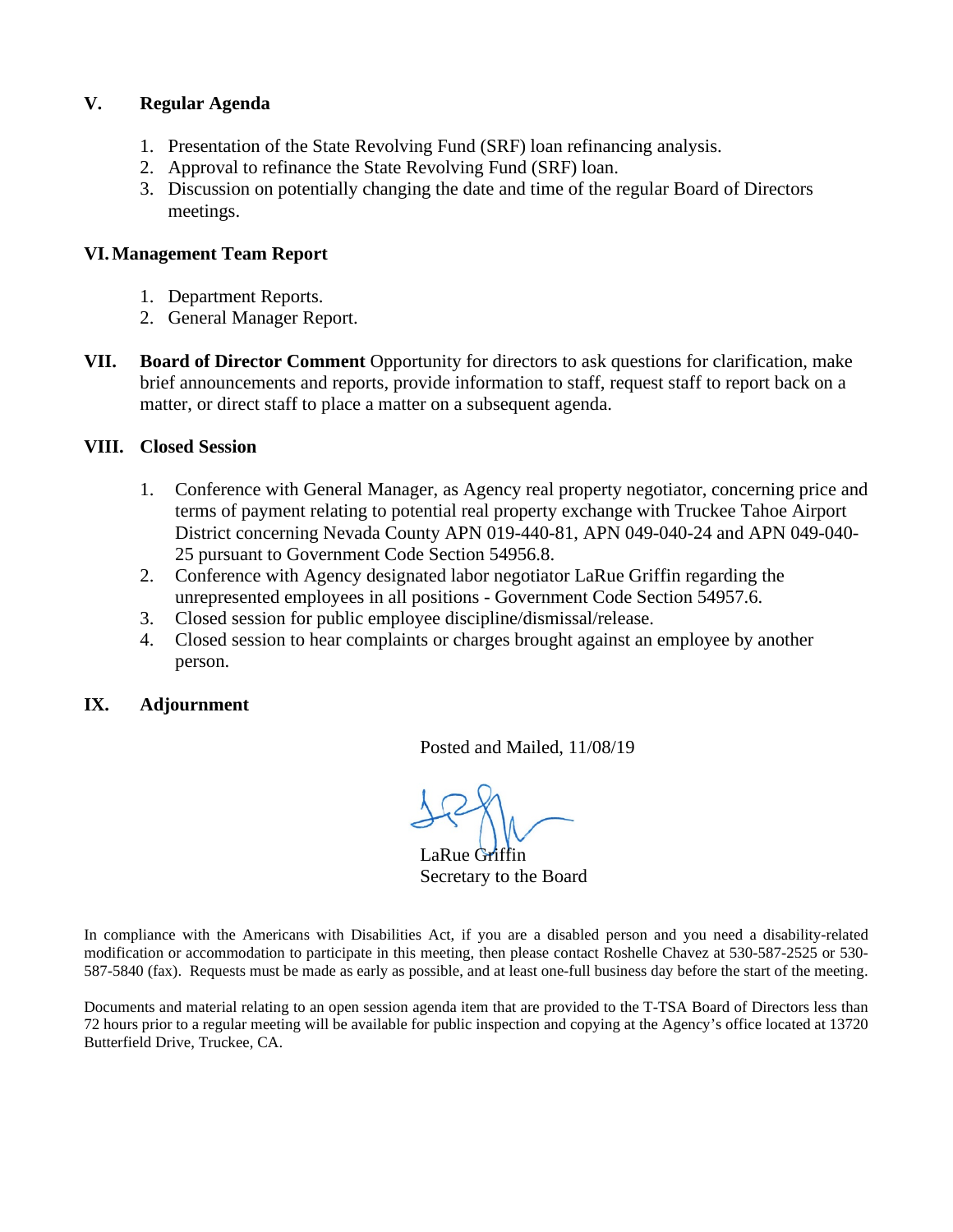## V. Regular Agenda

1. Presentation of the State Revolving Fund (SRF) loan refinancing analysis.
2. Approval to refinance the State Revolving Fund (SRF) loan.
3. Discussion on potentially changing the date and time of the regular Board of Directors meetings.

## VI. Management Team Report

1. Department Reports.
2. General Manager Report.

## VII. Board of Director Comment

**Board of Director Comment** Opportunity for directors to ask questions for clarification, make brief announcements and reports, provide information to staff, request staff to report back on a matter, or direct staff to place a matter on a subsequent agenda.

## VIII. Closed Session

1. Conference with General Manager, as Agency real property negotiator, concerning price and terms of payment relating to potential real property exchange with Truckee Tahoe Airport District concerning Nevada County APN 019-440-81, APN 049-040-24 and APN 049-040-25 pursuant to Government Code Section 54956.8.
2. Conference with Agency designated labor negotiator LaRue Griffin regarding the unrepresented employees in all positions - Government Code Section 54957.6.
3. Closed session for public employee discipline/dismissal/release.
4. Closed session to hear complaints or charges brought against an employee by another person.

## IX. Adjournment

Posted and Mailed, 11/08/19

LaRue Griffin
Secretary to the Board

In compliance with the Americans with Disabilities Act, if you are a disabled person and you need a disability-related modification or accommodation to participate in this meeting, then please contact Roshelle Chavez at 530-587-2525 or 530-587-5840 (fax). Requests must be made as early as possible, and at least one-full business day before the start of the meeting.

Documents and material relating to an open session agenda item that are provided to the T-TSA Board of Directors less than 72 hours prior to a regular meeting will be available for public inspection and copying at the Agency's office located at 13720 Butterfield Drive, Truckee, CA.